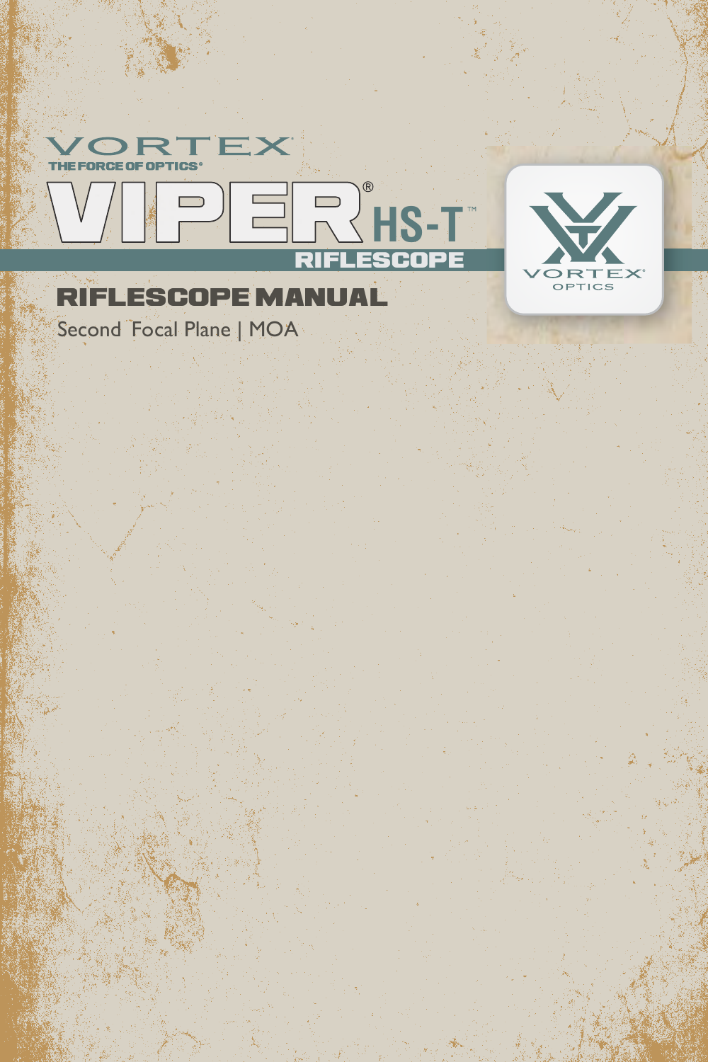VORTEX

THE FORCE OF OPTICS®

# VIPER® HS-T™ RIFLESCOPE

## RIFLESCOPE MANUAL

Second Focal Plane | MOA

VORTEX® OPTICS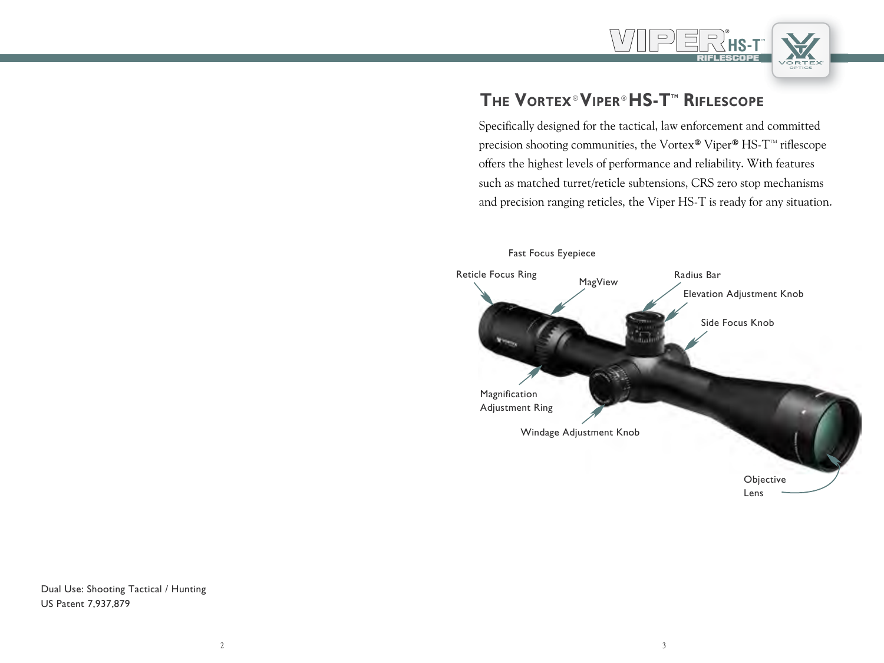Dual Use: Shooting Tactical / Hunting
US Patent 7,937,879

## The Vortex® Viper® HS-T™ Riflescope

Specifically designed for the tactical, law enforcement and committed precision shooting communities, the Vortex® Viper® HS-T™ riflescope offers the highest levels of performance and reliability. With features such as matched turret/reticle subtensions, CRS zero stop mechanisms and precision ranging reticles, the Viper HS-T is ready for any situation.

Fast Focus Eyepiece

Reticle Focus Ring

MagView

Radius Bar

Elevation Adjustment Knob

Side Focus Knob

Magnification Adjustment Ring

Windage Adjustment Knob

Objective Lens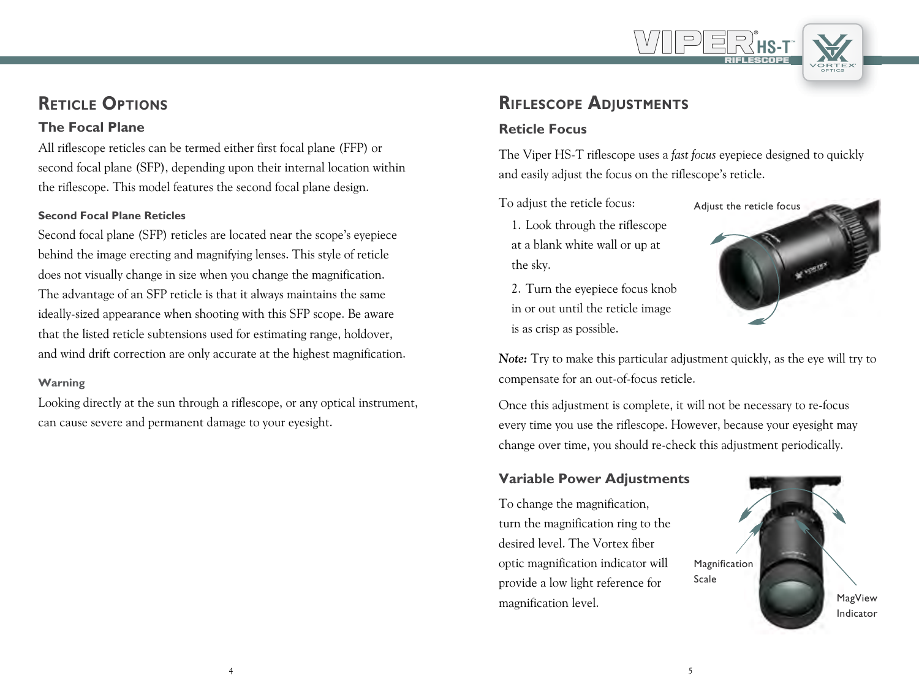## Reticle Options

### The Focal Plane

All riflescope reticles can be termed either first focal plane (FFP) or second focal plane (SFP), depending upon their internal location within the riflescope. This model features the second focal plane design.

#### Second Focal Plane Reticles

Second focal plane (SFP) reticles are located near the scope's eyepiece behind the image erecting and magnifying lenses. This style of reticle does not visually change in size when you change the magnification. The advantage of an SFP reticle is that it always maintains the same ideally-sized appearance when shooting with this SFP scope. Be aware that the listed reticle subtensions used for estimating range, holdover, and wind drift correction are only accurate at the highest magnification.

#### Warning

Looking directly at the sun through a riflescope, or any optical instrument, can cause severe and permanent damage to your eyesight.

## Riflescope Adjustments

### Reticle Focus

The Viper HS-T riflescope uses a *fast focus* eyepiece designed to quickly and easily adjust the focus on the riflescope's reticle.

To adjust the reticle focus:

1. Look through the riflescope at a blank white wall or up at the sky.
2. Turn the eyepiece focus knob in or out until the reticle image is as crisp as possible.

Adjust the reticle focus

***Note:*** Try to make this particular adjustment quickly, as the eye will try to compensate for an out-of-focus reticle.

Once this adjustment is complete, it will not be necessary to re-focus every time you use the riflescope. However, because your eyesight may change over time, you should re-check this adjustment periodically.

### Variable Power Adjustments

To change the magnification, turn the magnification ring to the desired level. The Vortex fiber optic magnification indicator will provide a low light reference for magnification level.

Magnification Scale

MagView Indicator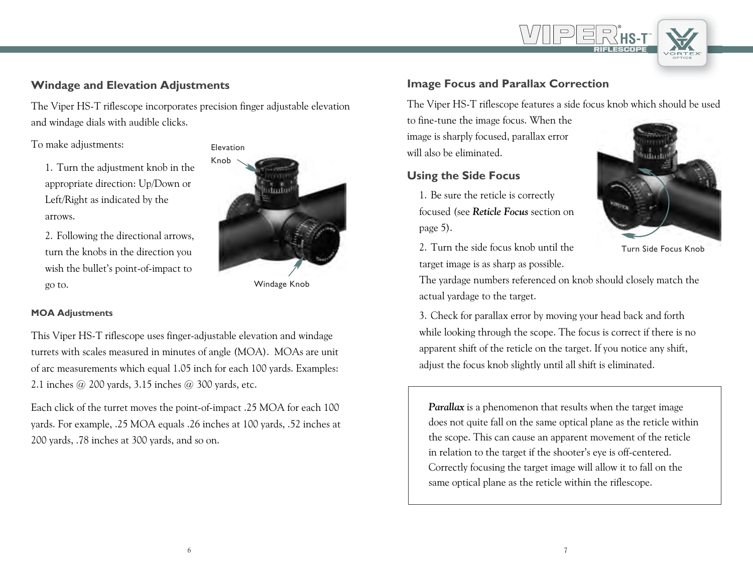## Windage and Elevation Adjustments

The Viper HS-T riflescope incorporates precision finger adjustable elevation and windage dials with audible clicks.

To make adjustments:

1. Turn the adjustment knob in the appropriate direction: Up/Down or Left/Right as indicated by the arrows.
2. Following the directional arrows, turn the knobs in the direction you wish the bullet's point-of-impact to go to.

Elevation Knob

Windage Knob

### MOA Adjustments

This Viper HS-T riflescope uses finger-adjustable elevation and windage turrets with scales measured in minutes of angle (MOA). MOAs are unit of arc measurements which equal 1.05 inch for each 100 yards. Examples: 2.1 inches @ 200 yards, 3.15 inches @ 300 yards, etc.

Each click of the turret moves the point-of-impact .25 MOA for each 100 yards. For example, .25 MOA equals .26 inches at 100 yards, .52 inches at 200 yards, .78 inches at 300 yards, and so on.

## Image Focus and Parallax Correction

The Viper HS-T riflescope features a side focus knob which should be used to fine-tune the image focus. When the image is sharply focused, parallax error will also be eliminated.

## Using the Side Focus

1. Be sure the reticle is correctly focused (see ***Reticle Focus*** section on page 5).
2. Turn the side focus knob until the target image is as sharp as possible.
   The yardage numbers referenced on knob should closely match the actual yardage to the target.
3. Check for parallax error by moving your head back and forth while looking through the scope. The focus is correct if there is no apparent shift of the reticle on the target. If you notice any shift, adjust the focus knob slightly until all shift is eliminated.

Turn Side Focus Knob

> ***Parallax*** is a phenomenon that results when the target image does not quite fall on the same optical plane as the reticle within the scope. This can cause an apparent movement of the reticle in relation to the target if the shooter's eye is off-centered. Correctly focusing the target image will allow it to fall on the same optical plane as the reticle within the riflescope.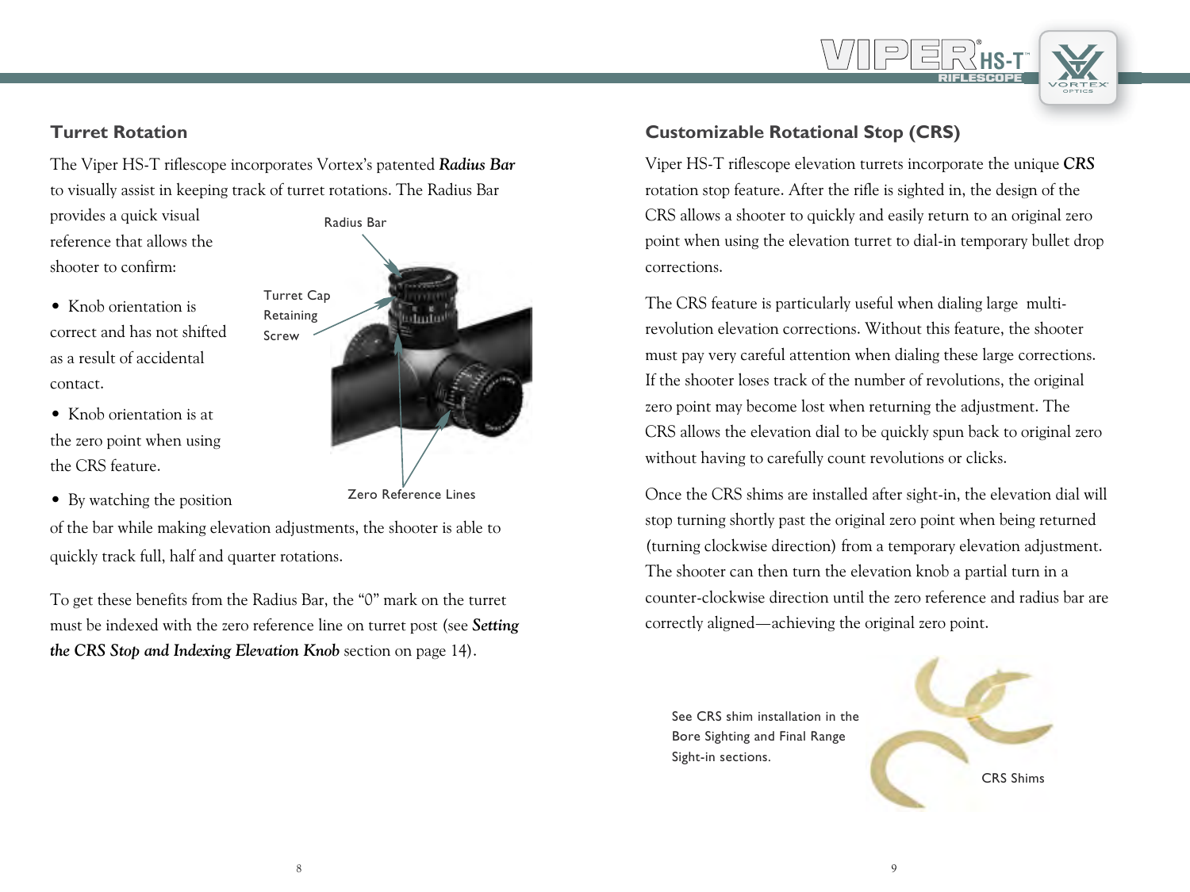## Turret Rotation

The Viper HS-T riflescope incorporates Vortex's patented ***Radius Bar*** to visually assist in keeping track of turret rotations. The Radius Bar provides a quick visual reference that allows the shooter to confirm:

- Knob orientation is correct and has not shifted as a result of accidental contact.
- Knob orientation is at the zero point when using the CRS feature.
- By watching the position of the bar while making elevation adjustments, the shooter is able to quickly track full, half and quarter rotations.

Radius Bar

Turret Cap Retaining Screw

Zero Reference Lines

To get these benefits from the Radius Bar, the "0" mark on the turret must be indexed with the zero reference line on turret post (see ***Setting the CRS Stop and Indexing Elevation Knob*** section on page 14).

## Customizable Rotational Stop (CRS)

Viper HS-T riflescope elevation turrets incorporate the unique ***CRS*** rotation stop feature. After the rifle is sighted in, the design of the CRS allows a shooter to quickly and easily return to an original zero point when using the elevation turret to dial-in temporary bullet drop corrections.

The CRS feature is particularly useful when dialing large multi-revolution elevation corrections. Without this feature, the shooter must pay very careful attention when dialing these large corrections. If the shooter loses track of the number of revolutions, the original zero point may become lost when returning the adjustment. The CRS allows the elevation dial to be quickly spun back to original zero without having to carefully count revolutions or clicks.

Once the CRS shims are installed after sight-in, the elevation dial will stop turning shortly past the original zero point when being returned (turning clockwise direction) from a temporary elevation adjustment. The shooter can then turn the elevation knob a partial turn in a counter-clockwise direction until the zero reference and radius bar are correctly aligned—achieving the original zero point.

See CRS shim installation in the Bore Sighting and Final Range Sight-in sections.

CRS Shims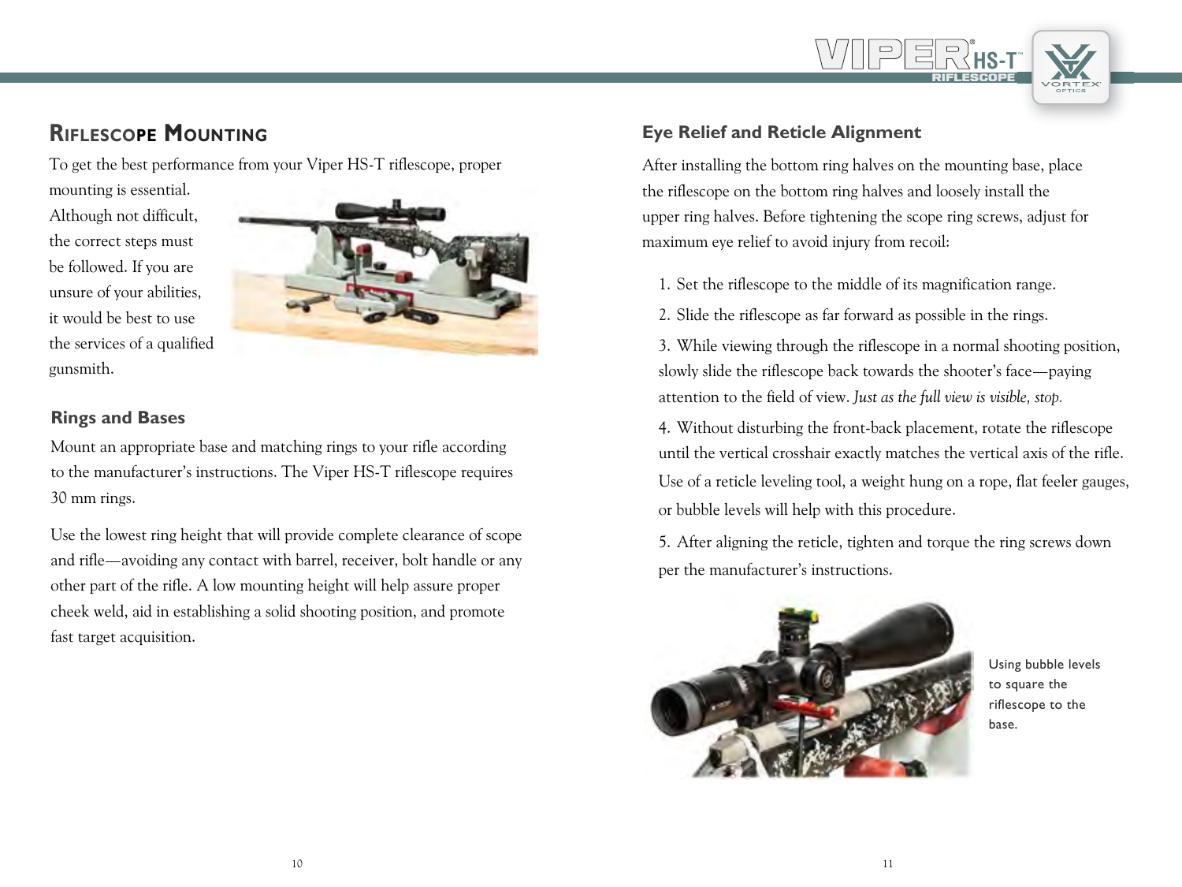# Riflescope Mounting

To get the best performance from your Viper HS-T riflescope, proper mounting is essential. Although not difficult, the correct steps must be followed. If you are unsure of your abilities, it would be best to use the services of a qualified gunsmith.

## Rings and Bases

Mount an appropriate base and matching rings to your rifle according to the manufacturer's instructions. The Viper HS-T riflescope requires 30 mm rings.

Use the lowest ring height that will provide complete clearance of scope and rifle—avoiding any contact with barrel, receiver, bolt handle or any other part of the rifle. A low mounting height will help assure proper cheek weld, aid in establishing a solid shooting position, and promote fast target acquisition.

## Eye Relief and Reticle Alignment

After installing the bottom ring halves on the mounting base, place the riflescope on the bottom ring halves and loosely install the upper ring halves. Before tightening the scope ring screws, adjust for maximum eye relief to avoid injury from recoil:

1. Set the riflescope to the middle of its magnification range.
2. Slide the riflescope as far forward as possible in the rings.
3. While viewing through the riflescope in a normal shooting position, slowly slide the riflescope back towards the shooter's face—paying attention to the field of view. *Just as the full view is visible, stop.*
4. Without disturbing the front-back placement, rotate the riflescope until the vertical crosshair exactly matches the vertical axis of the rifle. Use of a reticle leveling tool, a weight hung on a rope, flat feeler gauges, or bubble levels will help with this procedure.
5. After aligning the reticle, tighten and torque the ring screws down per the manufacturer's instructions.

Using bubble levels to square the riflescope to the base.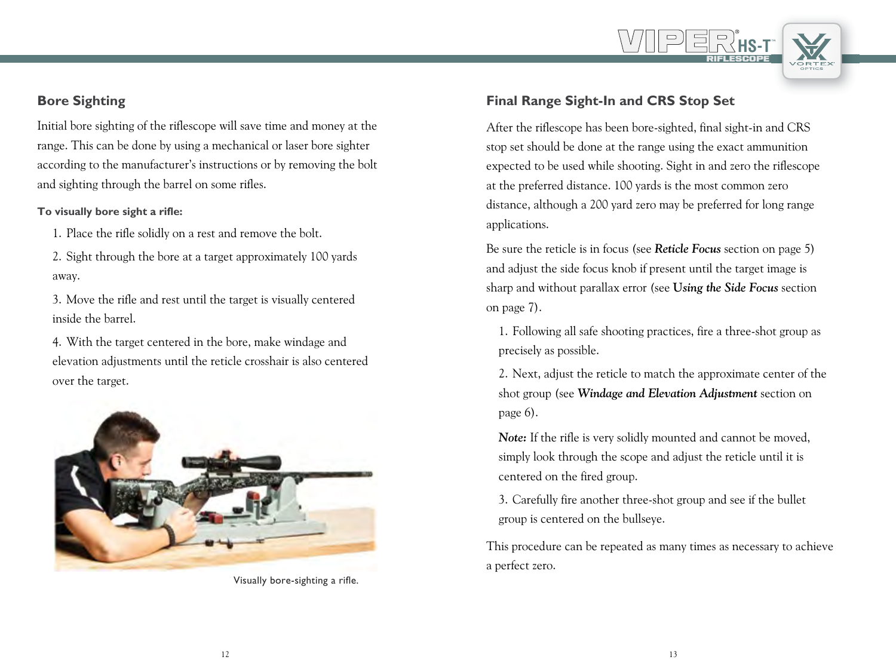## Bore Sighting

Initial bore sighting of the riflescope will save time and money at the range. This can be done by using a mechanical or laser bore sighter according to the manufacturer's instructions or by removing the bolt and sighting through the barrel on some rifles.

**To visually bore sight a rifle:**

1. Place the rifle solidly on a rest and remove the bolt.
2. Sight through the bore at a target approximately 100 yards away.
3. Move the rifle and rest until the target is visually centered inside the barrel.
4. With the target centered in the bore, make windage and elevation adjustments until the reticle crosshair is also centered over the target.

Visually bore-sighting a rifle.

## Final Range Sight-In and CRS Stop Set

After the riflescope has been bore-sighted, final sight-in and CRS stop set should be done at the range using the exact ammunition expected to be used while shooting. Sight in and zero the riflescope at the preferred distance. 100 yards is the most common zero distance, although a 200 yard zero may be preferred for long range applications.

Be sure the reticle is in focus (see ***Reticle Focus*** section on page 5) and adjust the side focus knob if present until the target image is sharp and without parallax error (see ***Using the Side Focus*** section on page 7).

1. Following all safe shooting practices, fire a three-shot group as precisely as possible.
2. Next, adjust the reticle to match the approximate center of the shot group (see ***Windage and Elevation Adjustment*** section on page 6).

   ***Note:*** If the rifle is very solidly mounted and cannot be moved, simply look through the scope and adjust the reticle until it is centered on the fired group.

3. Carefully fire another three-shot group and see if the bullet group is centered on the bullseye.

This procedure can be repeated as many times as necessary to achieve a perfect zero.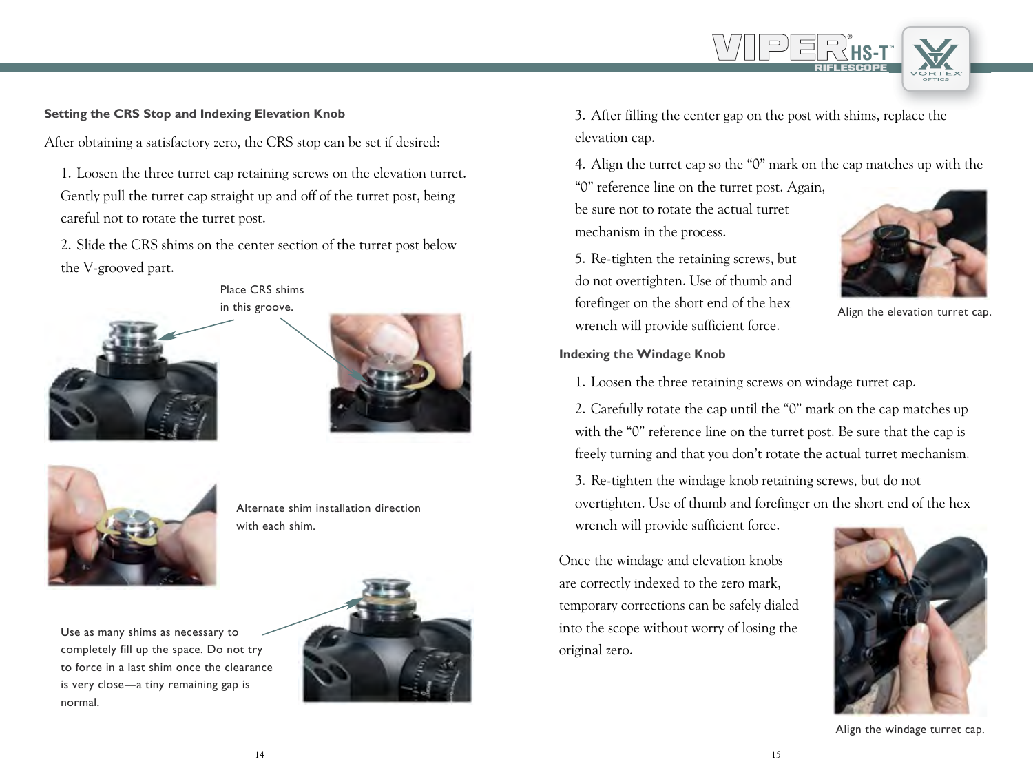## Setting the CRS Stop and Indexing Elevation Knob

After obtaining a satisfactory zero, the CRS stop can be set if desired:

1. Loosen the three turret cap retaining screws on the elevation turret. Gently pull the turret cap straight up and off of the turret post, being careful not to rotate the turret post.
2. Slide the CRS shims on the center section of the turret post below the V-grooved part.

Place CRS shims in this groove.

Alternate shim installation direction with each shim.

Use as many shims as necessary to completely fill up the space. Do not try to force in a last shim once the clearance is very close—a tiny remaining gap is normal.

3. After filling the center gap on the post with shims, replace the elevation cap.
4. Align the turret cap so the "0" mark on the cap matches up with the "0" reference line on the turret post. Again, be sure not to rotate the actual turret mechanism in the process.
5. Re-tighten the retaining screws, but do not overtighten. Use of thumb and forefinger on the short end of the hex wrench will provide sufficient force.

Align the elevation turret cap.

## Indexing the Windage Knob

1. Loosen the three retaining screws on windage turret cap.
2. Carefully rotate the cap until the "0" mark on the cap matches up with the "0" reference line on the turret post. Be sure that the cap is freely turning and that you don't rotate the actual turret mechanism.
3. Re-tighten the windage knob retaining screws, but do not overtighten. Use of thumb and forefinger on the short end of the hex wrench will provide sufficient force.

Once the windage and elevation knobs are correctly indexed to the zero mark, temporary corrections can be safely dialed into the scope without worry of losing the original zero.

Align the windage turret cap.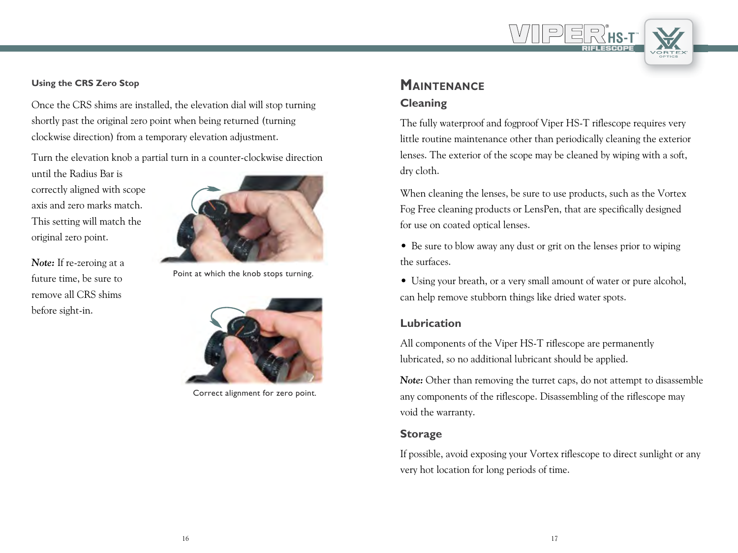### Using the CRS Zero Stop

Once the CRS shims are installed, the elevation dial will stop turning shortly past the original zero point when being returned (turning clockwise direction) from a temporary elevation adjustment.

Turn the elevation knob a partial turn in a counter-clockwise direction until the Radius Bar is correctly aligned with scope axis and zero marks match. This setting will match the original zero point.

***Note:*** If re-zeroing at a future time, be sure to remove all CRS shims before sight-in.

Point at which the knob stops turning.

Correct alignment for zero point.

## Maintenance

### Cleaning

The fully waterproof and fogproof Viper HS-T riflescope requires very little routine maintenance other than periodically cleaning the exterior lenses. The exterior of the scope may be cleaned by wiping with a soft, dry cloth.

When cleaning the lenses, be sure to use products, such as the Vortex Fog Free cleaning products or LensPen, that are specifically designed for use on coated optical lenses.

- Be sure to blow away any dust or grit on the lenses prior to wiping the surfaces.
- Using your breath, or a very small amount of water or pure alcohol, can help remove stubborn things like dried water spots.

### Lubrication

All components of the Viper HS-T riflescope are permanently lubricated, so no additional lubricant should be applied.

***Note:*** Other than removing the turret caps, do not attempt to disassemble any components of the riflescope. Disassembling of the riflescope may void the warranty.

### Storage

If possible, avoid exposing your Vortex riflescope to direct sunlight or any very hot location for long periods of time.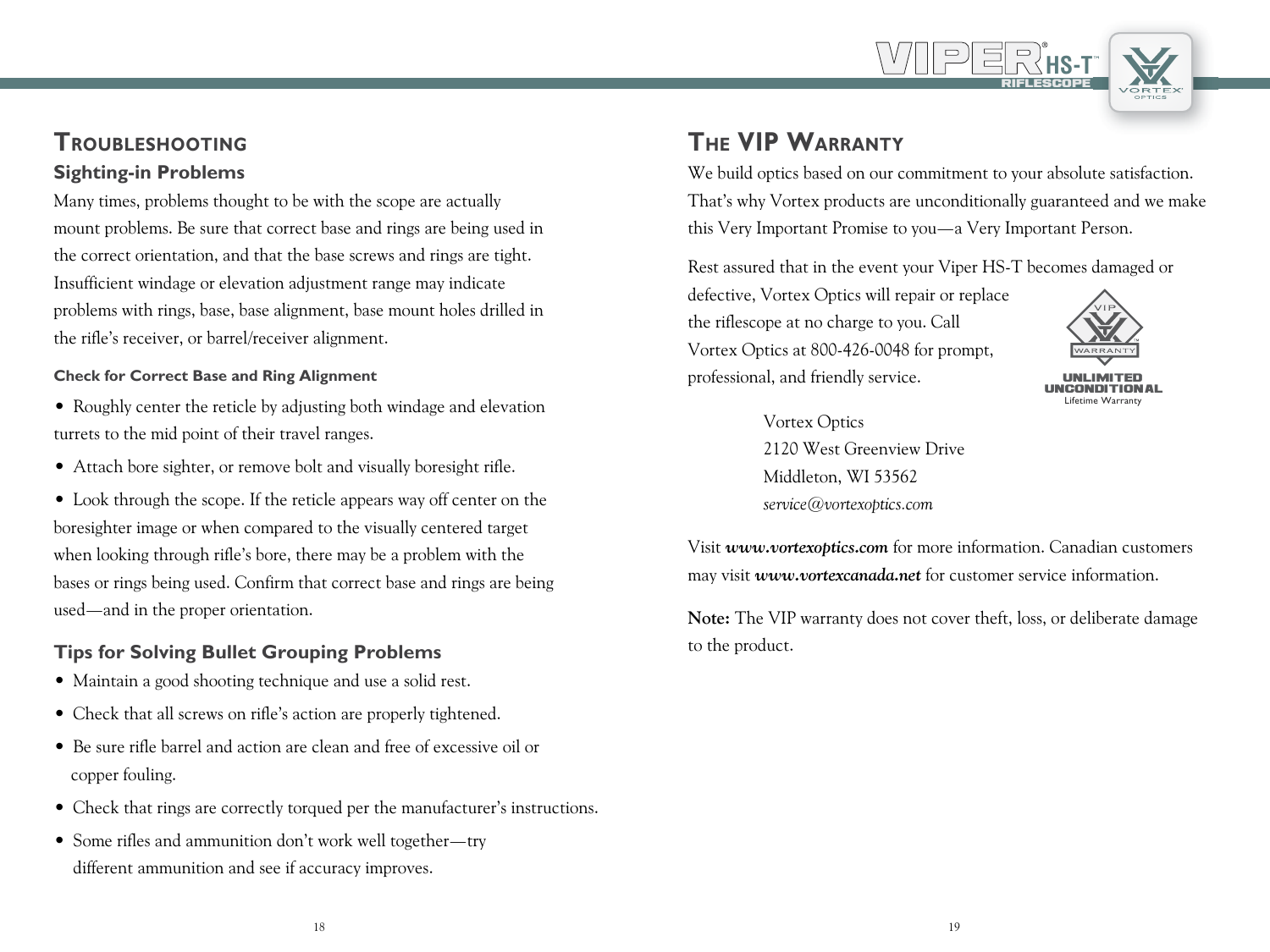# Troubleshooting

## Sighting-in Problems

Many times, problems thought to be with the scope are actually mount problems. Be sure that correct base and rings are being used in the correct orientation, and that the base screws and rings are tight. Insufficient windage or elevation adjustment range may indicate problems with rings, base, base alignment, base mount holes drilled in the rifle's receiver, or barrel/receiver alignment.

### Check for Correct Base and Ring Alignment

- Roughly center the reticle by adjusting both windage and elevation turrets to the mid point of their travel ranges.
- Attach bore sighter, or remove bolt and visually boresight rifle.
- Look through the scope. If the reticle appears way off center on the boresighter image or when compared to the visually centered target when looking through rifle's bore, there may be a problem with the bases or rings being used. Confirm that correct base and rings are being used—and in the proper orientation.

## Tips for Solving Bullet Grouping Problems

- Maintain a good shooting technique and use a solid rest.
- Check that all screws on rifle's action are properly tightened.
- Be sure rifle barrel and action are clean and free of excessive oil or copper fouling.
- Check that rings are correctly torqued per the manufacturer's instructions.
- Some rifles and ammunition don't work well together—try different ammunition and see if accuracy improves.

# The VIP Warranty

We build optics based on our commitment to your absolute satisfaction. That's why Vortex products are unconditionally guaranteed and we make this Very Important Promise to you—a Very Important Person.

Rest assured that in the event your Viper HS-T becomes damaged or defective, Vortex Optics will repair or replace the riflescope at no charge to you. Call Vortex Optics at 800-426-0048 for prompt, professional, and friendly service.

VIP WARRANTY
**UNLIMITED UNCONDITIONAL**
Lifetime Warranty

Vortex Optics
2120 West Greenview Drive
Middleton, WI 53562
*service@vortexoptics.com*

Visit ***www.vortexoptics.com*** for more information. Canadian customers may visit ***www.vortexcanada.net*** for customer service information.

**Note:** The VIP warranty does not cover theft, loss, or deliberate damage to the product.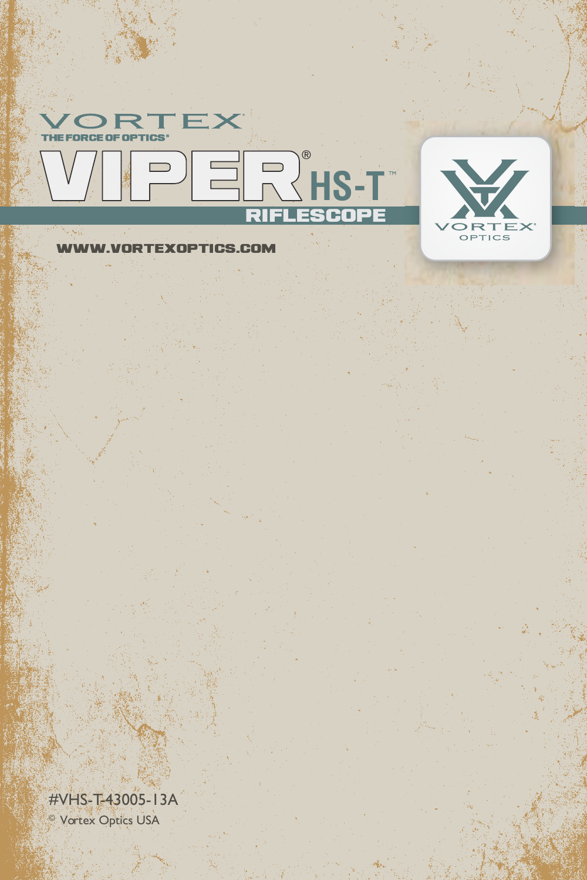VORTEX
THE FORCE OF OPTICS®

# VIPER® HS-T™

RIFLESCOPE

WWW.VORTEXOPTICS.COM

VORTEX® OPTICS

#VHS-T-43005-13A

© Vortex Optics USA